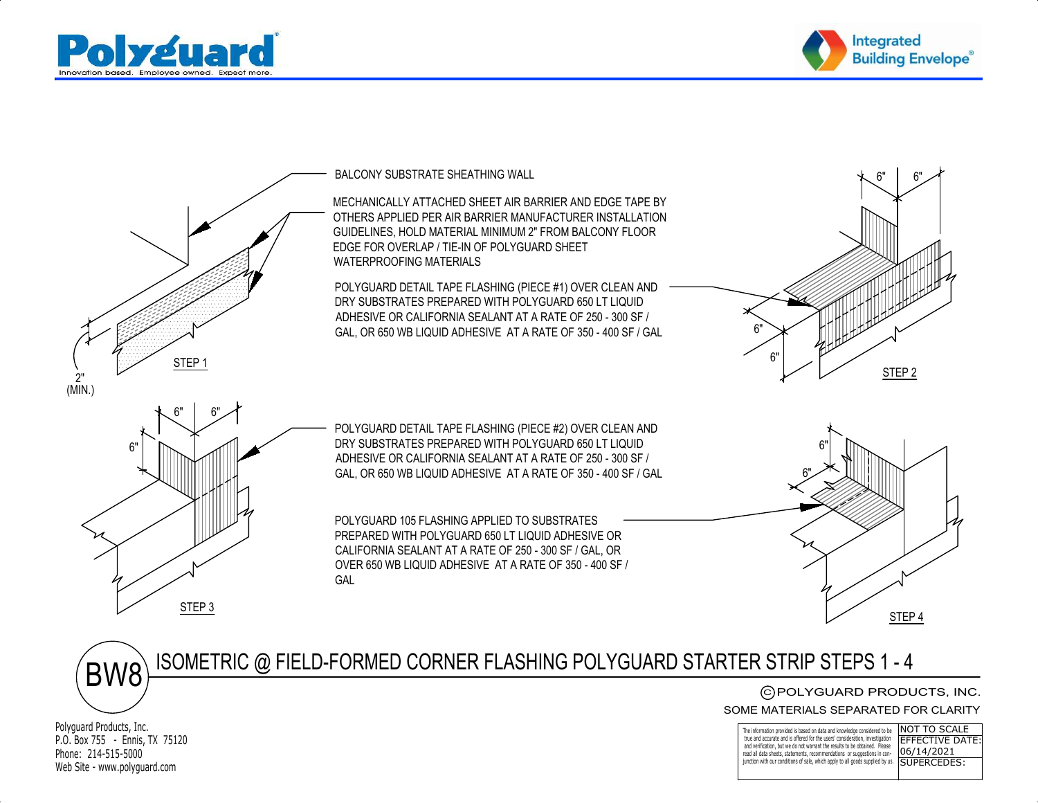Polyguard®
Innovation based. Employee owned. Expect more.

Integrated Building Envelope®

BALCONY SUBSTRATE SHEATHING WALL

MECHANICALLY ATTACHED SHEET AIR BARRIER AND EDGE TAPE BY OTHERS APPLIED PER AIR BARRIER MANUFACTURER INSTALLATION GUIDELINES, HOLD MATERIAL MINIMUM 2" FROM BALCONY FLOOR EDGE FOR OVERLAP / TIE-IN OF POLYGUARD SHEET WATERPROOFING MATERIALS

POLYGUARD DETAIL TAPE FLASHING (PIECE #1) OVER CLEAN AND DRY SUBSTRATES PREPARED WITH POLYGUARD 650 LT LIQUID ADHESIVE OR CALIFORNIA SEALANT AT A RATE OF 250 - 300 SF / GAL, OR 650 WB LIQUID ADHESIVE AT A RATE OF 350 - 400 SF / GAL

2" (MIN.)

STEP 1

6" 6" 6" 6"

STEP 2

POLYGUARD DETAIL TAPE FLASHING (PIECE #2) OVER CLEAN AND DRY SUBSTRATES PREPARED WITH POLYGUARD 650 LT LIQUID ADHESIVE OR CALIFORNIA SEALANT AT A RATE OF 250 - 300 SF / GAL, OR 650 WB LIQUID ADHESIVE AT A RATE OF 350 - 400 SF / GAL

POLYGUARD 105 FLASHING APPLIED TO SUBSTRATES PREPARED WITH POLYGUARD 650 LT LIQUID ADHESIVE OR CALIFORNIA SEALANT AT A RATE OF 250 - 300 SF / GAL, OR OVER 650 WB LIQUID ADHESIVE AT A RATE OF 350 - 400 SF / GAL

6" 6" 6"

STEP 3

6" 6"

STEP 4

# BW8 ISOMETRIC @ FIELD-FORMED CORNER FLASHING POLYGUARD STARTER STRIP STEPS 1 - 4

© POLYGUARD PRODUCTS, INC.

SOME MATERIALS SEPARATED FOR CLARITY

Polyguard Products, Inc.
P.O. Box 755 - Ennis, TX 75120
Phone: 214-515-5000
Web Site - www.polyguard.com

The information provided is based on data and knowledge considered to be true and accurate and is offered for the users' consideration, investigation and verification, but we do not warrant the results to be obtained. Please read all data sheets, statements, recommendations or suggestions in conjunction with our conditions of sale, which apply to all goods supplied by us.

NOT TO SCALE
EFFECTIVE DATE: 06/14/2021
SUPERCEDES: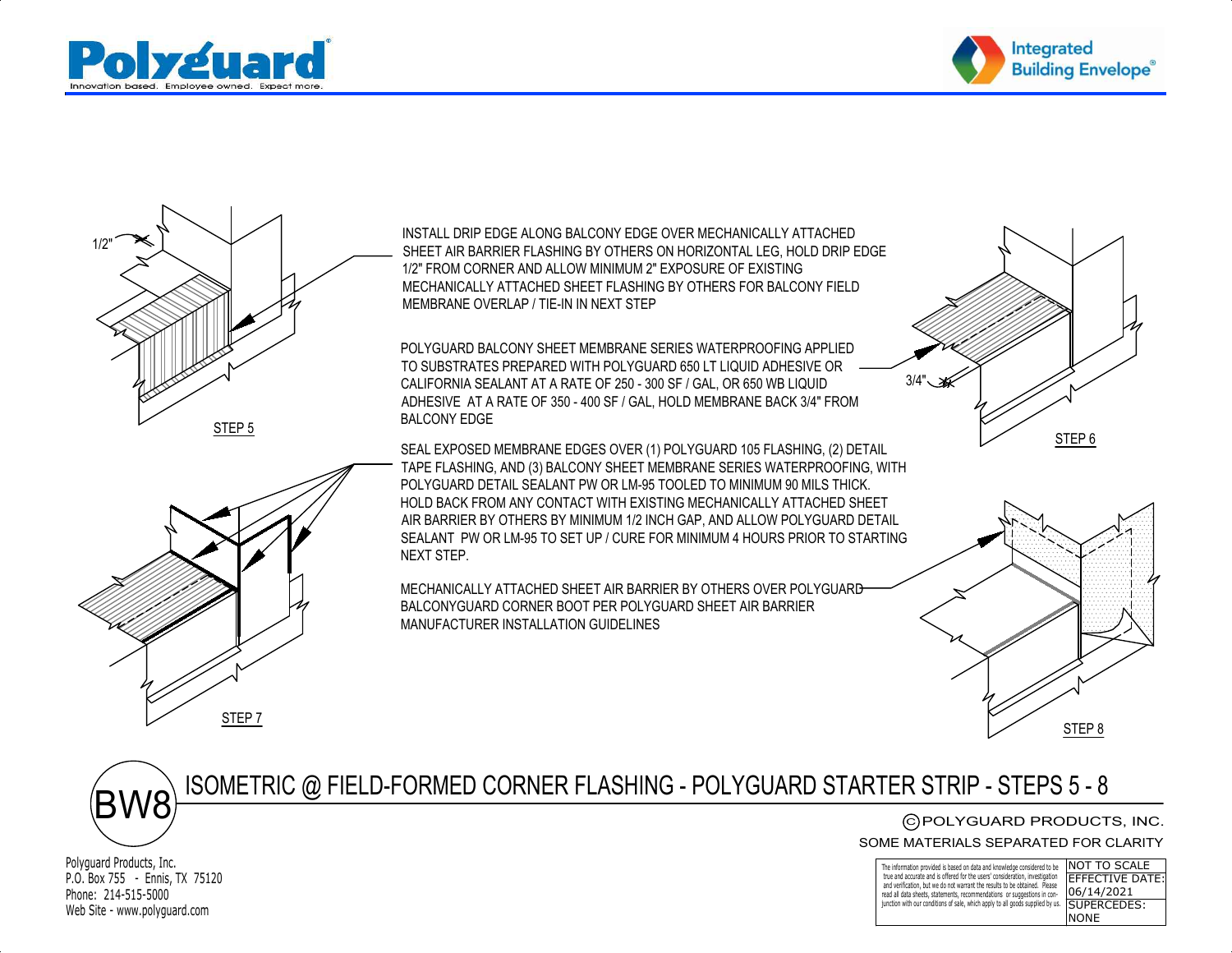Polyguard
Innovation based. Employee owned. Expect more.

Integrated Building Envelope®

1/2"

INSTALL DRIP EDGE ALONG BALCONY EDGE OVER MECHANICALLY ATTACHED SHEET AIR BARRIER FLASHING BY OTHERS ON HORIZONTAL LEG, HOLD DRIP EDGE 1/2" FROM CORNER AND ALLOW MINIMUM 2" EXPOSURE OF EXISTING MECHANICALLY ATTACHED SHEET FLASHING BY OTHERS FOR BALCONY FIELD MEMBRANE OVERLAP / TIE-IN IN NEXT STEP

POLYGUARD BALCONY SHEET MEMBRANE SERIES WATERPROOFING APPLIED TO SUBSTRATES PREPARED WITH POLYGUARD 650 LT LIQUID ADHESIVE OR CALIFORNIA SEALANT AT A RATE OF 250 - 300 SF / GAL, OR 650 WB LIQUID ADHESIVE AT A RATE OF 350 - 400 SF / GAL, HOLD MEMBRANE BACK 3/4" FROM BALCONY EDGE

3/4"

STEP 5

STEP 6

SEAL EXPOSED MEMBRANE EDGES OVER (1) POLYGUARD 105 FLASHING, (2) DETAIL TAPE FLASHING, AND (3) BALCONY SHEET MEMBRANE SERIES WATERPROOFING, WITH POLYGUARD DETAIL SEALANT PW OR LM-95 TOOLED TO MINIMUM 90 MILS THICK. HOLD BACK FROM ANY CONTACT WITH EXISTING MECHANICALLY ATTACHED SHEET AIR BARRIER BY OTHERS BY MINIMUM 1/2 INCH GAP, AND ALLOW POLYGUARD DETAIL SEALANT PW OR LM-95 TO SET UP / CURE FOR MINIMUM 4 HOURS PRIOR TO STARTING NEXT STEP.

MECHANICALLY ATTACHED SHEET AIR BARRIER BY OTHERS OVER POLYGUARD BALCONYGUARD CORNER BOOT PER POLYGUARD SHEET AIR BARRIER MANUFACTURER INSTALLATION GUIDELINES

STEP 7

STEP 8

# BW8 ISOMETRIC @ FIELD-FORMED CORNER FLASHING - POLYGUARD STARTER STRIP - STEPS 5 - 8

© POLYGUARD PRODUCTS, INC.

SOME MATERIALS SEPARATED FOR CLARITY

Polyguard Products, Inc.
P.O. Box 755 - Ennis, TX 75120
Phone: 214-515-5000
Web Site - www.polyguard.com

| | |
|---|---|
| The information provided is based on data and knowledge considered to be true and accurate and is offered for the users' consideration, investigation and verification, but we do not warrant the results to be obtained. Please read all data sheets, statements, recommendations or suggestions in conjunction with our conditions of sale, which apply to all goods supplied by us. | NOT TO SCALE<br>EFFECTIVE DATE:<br>06/14/2021<br>SUPERCEDES:<br>NONE |